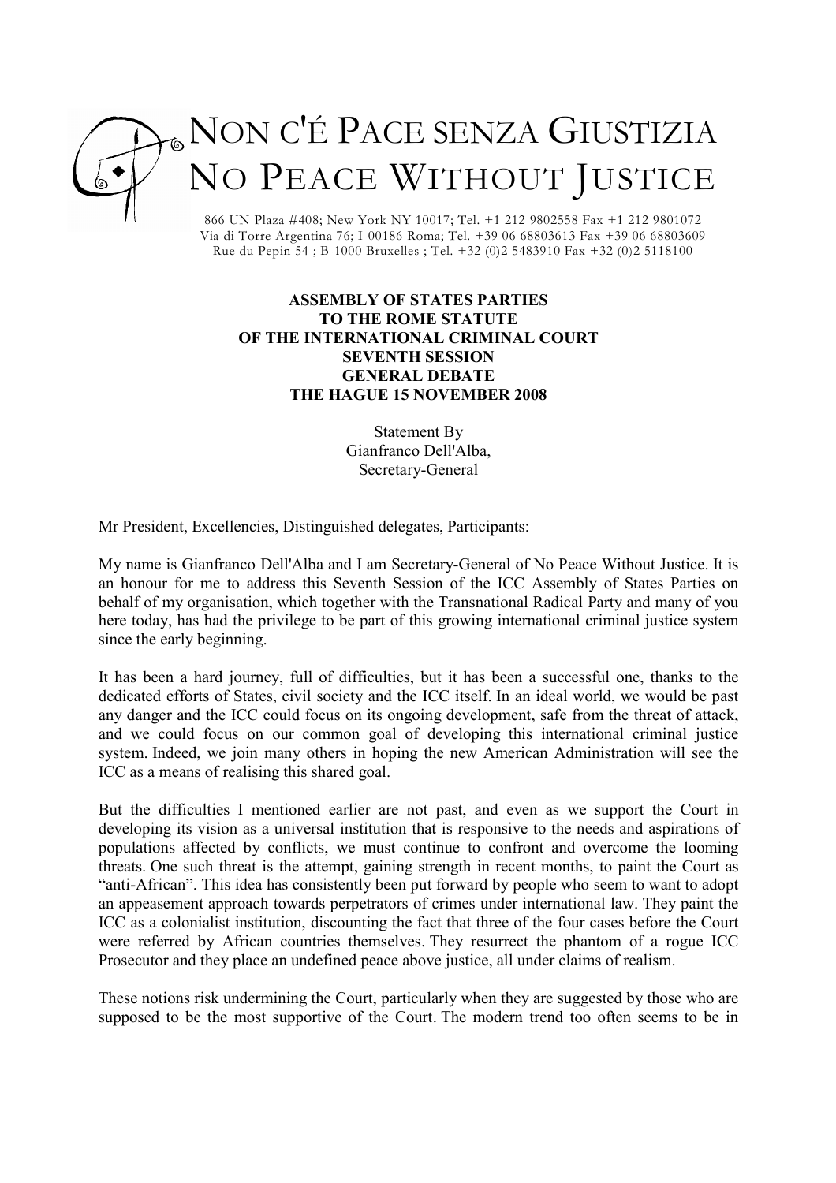# NON C'É PACE SENZA GIUSTIZIA
# NO PEACE WITHOUT JUSTICE

866 UN Plaza #408; New York NY 10017; Tel. +1 212 9802558 Fax +1 212 9801072
Via di Torre Argentina 76; I-00186 Roma; Tel. +39 06 68803613 Fax +39 06 68803609
Rue du Pepin 54 ; B-1000 Bruxelles ; Tel. +32 (0)2 5483910 Fax +32 (0)2 5118100

**ASSEMBLY OF STATES PARTIES**
**TO THE ROME STATUTE**
**OF THE INTERNATIONAL CRIMINAL COURT**
**SEVENTH SESSION**
**GENERAL DEBATE**
**THE HAGUE 15 NOVEMBER 2008**

Statement By
Gianfranco Dell'Alba,
Secretary-General

Mr President, Excellencies, Distinguished delegates, Participants:

My name is Gianfranco Dell'Alba and I am Secretary-General of No Peace Without Justice. It is an honour for me to address this Seventh Session of the ICC Assembly of States Parties on behalf of my organisation, which together with the Transnational Radical Party and many of you here today, has had the privilege to be part of this growing international criminal justice system since the early beginning.

It has been a hard journey, full of difficulties, but it has been a successful one, thanks to the dedicated efforts of States, civil society and the ICC itself. In an ideal world, we would be past any danger and the ICC could focus on its ongoing development, safe from the threat of attack, and we could focus on our common goal of developing this international criminal justice system. Indeed, we join many others in hoping the new American Administration will see the ICC as a means of realising this shared goal.

But the difficulties I mentioned earlier are not past, and even as we support the Court in developing its vision as a universal institution that is responsive to the needs and aspirations of populations affected by conflicts, we must continue to confront and overcome the looming threats. One such threat is the attempt, gaining strength in recent months, to paint the Court as "anti-African". This idea has consistently been put forward by people who seem to want to adopt an appeasement approach towards perpetrators of crimes under international law. They paint the ICC as a colonialist institution, discounting the fact that three of the four cases before the Court were referred by African countries themselves. They resurrect the phantom of a rogue ICC Prosecutor and they place an undefined peace above justice, all under claims of realism.

These notions risk undermining the Court, particularly when they are suggested by those who are supposed to be the most supportive of the Court. The modern trend too often seems to be in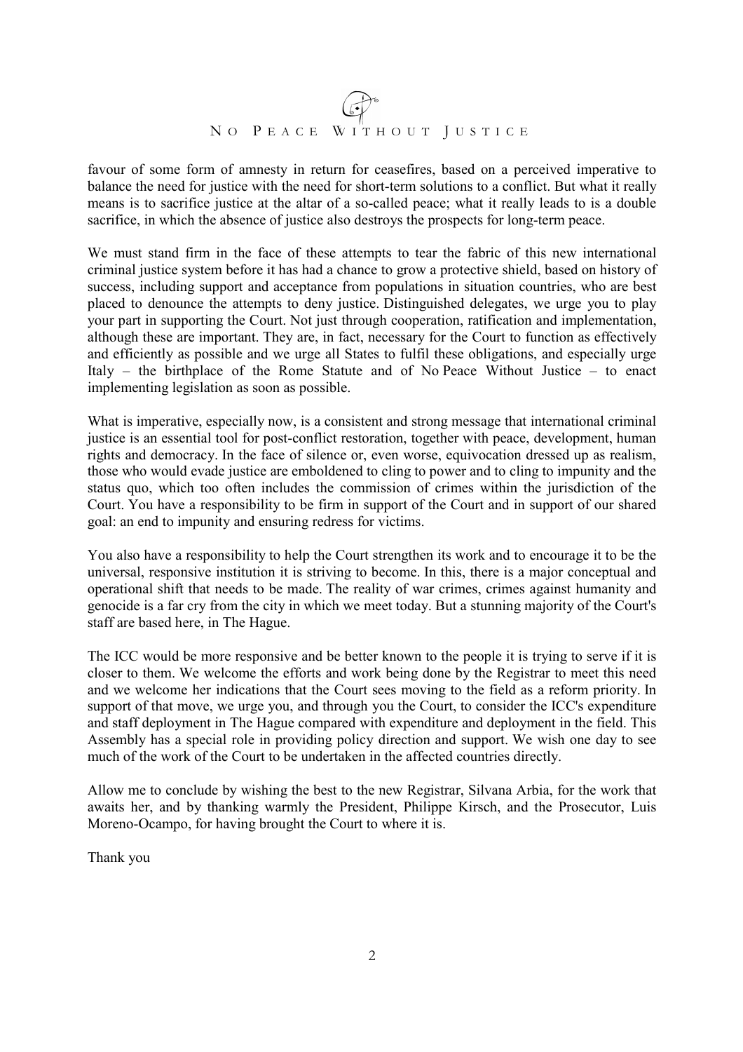favour of some form of amnesty in return for ceasefires, based on a perceived imperative to balance the need for justice with the need for short-term solutions to a conflict. But what it really means is to sacrifice justice at the altar of a so-called peace; what it really leads to is a double sacrifice, in which the absence of justice also destroys the prospects for long-term peace.

We must stand firm in the face of these attempts to tear the fabric of this new international criminal justice system before it has had a chance to grow a protective shield, based on history of success, including support and acceptance from populations in situation countries, who are best placed to denounce the attempts to deny justice. Distinguished delegates, we urge you to play your part in supporting the Court. Not just through cooperation, ratification and implementation, although these are important. They are, in fact, necessary for the Court to function as effectively and efficiently as possible and we urge all States to fulfil these obligations, and especially urge Italy – the birthplace of the Rome Statute and of No Peace Without Justice – to enact implementing legislation as soon as possible.

What is imperative, especially now, is a consistent and strong message that international criminal justice is an essential tool for post-conflict restoration, together with peace, development, human rights and democracy. In the face of silence or, even worse, equivocation dressed up as realism, those who would evade justice are emboldened to cling to power and to cling to impunity and the status quo, which too often includes the commission of crimes within the jurisdiction of the Court. You have a responsibility to be firm in support of the Court and in support of our shared goal: an end to impunity and ensuring redress for victims.

You also have a responsibility to help the Court strengthen its work and to encourage it to be the universal, responsive institution it is striving to become. In this, there is a major conceptual and operational shift that needs to be made. The reality of war crimes, crimes against humanity and genocide is a far cry from the city in which we meet today. But a stunning majority of the Court's staff are based here, in The Hague.

The ICC would be more responsive and be better known to the people it is trying to serve if it is closer to them. We welcome the efforts and work being done by the Registrar to meet this need and we welcome her indications that the Court sees moving to the field as a reform priority. In support of that move, we urge you, and through you the Court, to consider the ICC's expenditure and staff deployment in The Hague compared with expenditure and deployment in the field. This Assembly has a special role in providing policy direction and support. We wish one day to see much of the work of the Court to be undertaken in the affected countries directly.

Allow me to conclude by wishing the best to the new Registrar, Silvana Arbia, for the work that awaits her, and by thanking warmly the President, Philippe Kirsch, and the Prosecutor, Luis Moreno-Ocampo, for having brought the Court to where it is.

Thank you